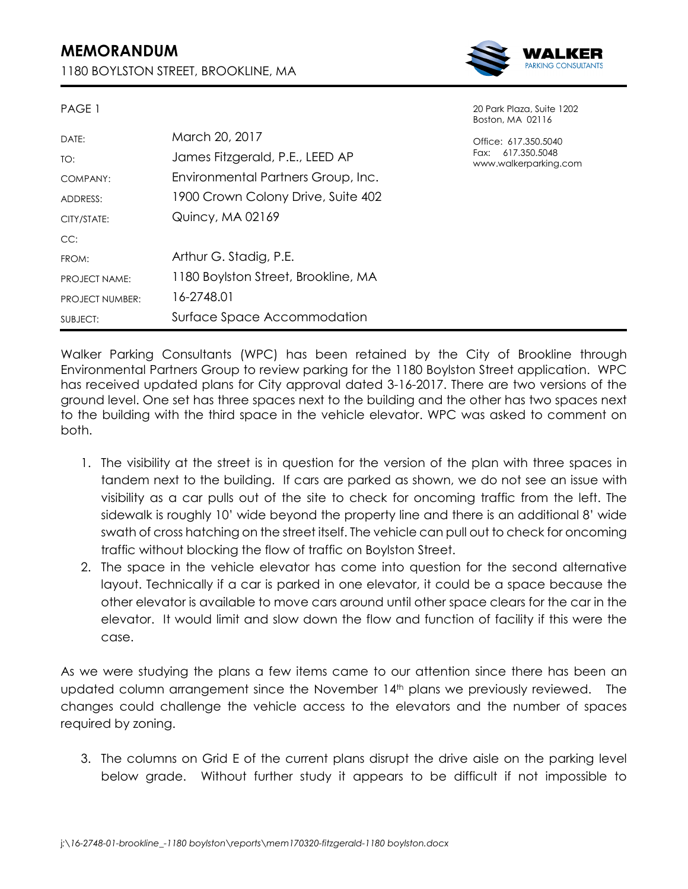# MEMORANDUM

1180 BOYLSTON STREET, BROOKLINE, MA

WALKER PARKING CONSULTANTS

20 Park Plaza, Suite 1202
Boston, MA 02116

Office: 617.350.5040
Fax: 617.350.5048
www.walkerparking.com

| | |
|---|---|
| DATE: | March 20, 2017 |
| TO: | James Fitzgerald, P.E., LEED AP |
| COMPANY: | Environmental Partners Group, Inc. |
| ADDRESS: | 1900 Crown Colony Drive, Suite 402 |
| CITY/STATE: | Quincy, MA 02169 |
| CC: | |
| FROM: | Arthur G. Stadig, P.E. |
| PROJECT NAME: | 1180 Boylston Street, Brookline, MA |
| PROJECT NUMBER: | 16-2748.01 |
| SUBJECT: | Surface Space Accommodation |

Walker Parking Consultants (WPC) has been retained by the City of Brookline through Environmental Partners Group to review parking for the 1180 Boylston Street application. WPC has received updated plans for City approval dated 3-16-2017. There are two versions of the ground level. One set has three spaces next to the building and the other has two spaces next to the building with the third space in the vehicle elevator. WPC was asked to comment on both.

1. The visibility at the street is in question for the version of the plan with three spaces in tandem next to the building. If cars are parked as shown, we do not see an issue with visibility as a car pulls out of the site to check for oncoming traffic from the left. The sidewalk is roughly 10' wide beyond the property line and there is an additional 8' wide swath of cross hatching on the street itself. The vehicle can pull out to check for oncoming traffic without blocking the flow of traffic on Boylston Street.
2. The space in the vehicle elevator has come into question for the second alternative layout. Technically if a car is parked in one elevator, it could be a space because the other elevator is available to move cars around until other space clears for the car in the elevator. It would limit and slow down the flow and function of facility if this were the case.

As we were studying the plans a few items came to our attention since there has been an updated column arrangement since the November 14th plans we previously reviewed. The changes could challenge the vehicle access to the elevators and the number of spaces required by zoning.

3. The columns on Grid E of the current plans disrupt the drive aisle on the parking level below grade. Without further study it appears to be difficult if not impossible to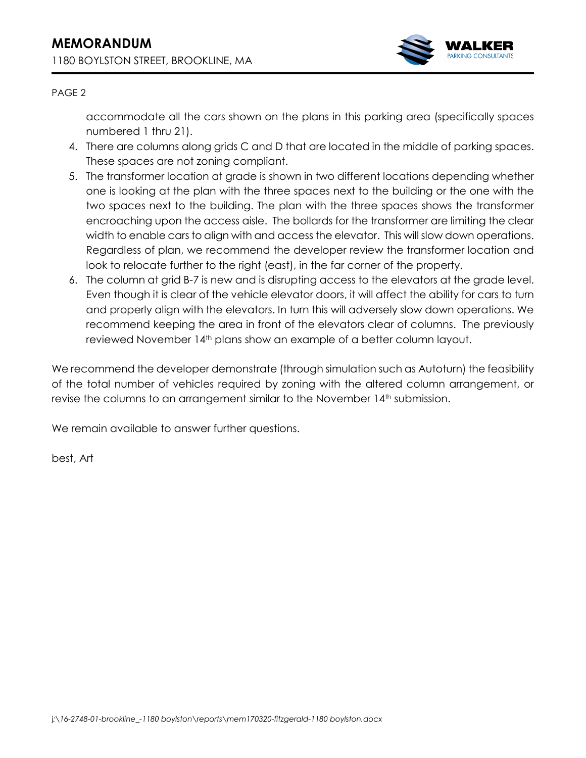accommodate all the cars shown on the plans in this parking area (specifically spaces numbered 1 thru 21).

4. There are columns along grids C and D that are located in the middle of parking spaces. These spaces are not zoning compliant.
5. The transformer location at grade is shown in two different locations depending whether one is looking at the plan with the three spaces next to the building or the one with the two spaces next to the building. The plan with the three spaces shows the transformer encroaching upon the access aisle. The bollards for the transformer are limiting the clear width to enable cars to align with and access the elevator. This will slow down operations. Regardless of plan, we recommend the developer review the transformer location and look to relocate further to the right (east), in the far corner of the property.
6. The column at grid B-7 is new and is disrupting access to the elevators at the grade level. Even though it is clear of the vehicle elevator doors, it will affect the ability for cars to turn and properly align with the elevators. In turn this will adversely slow down operations. We recommend keeping the area in front of the elevators clear of columns. The previously reviewed November 14th plans show an example of a better column layout.

We recommend the developer demonstrate (through simulation such as Autoturn) the feasibility of the total number of vehicles required by zoning with the altered column arrangement, or revise the columns to an arrangement similar to the November 14th submission.

We remain available to answer further questions.

best, Art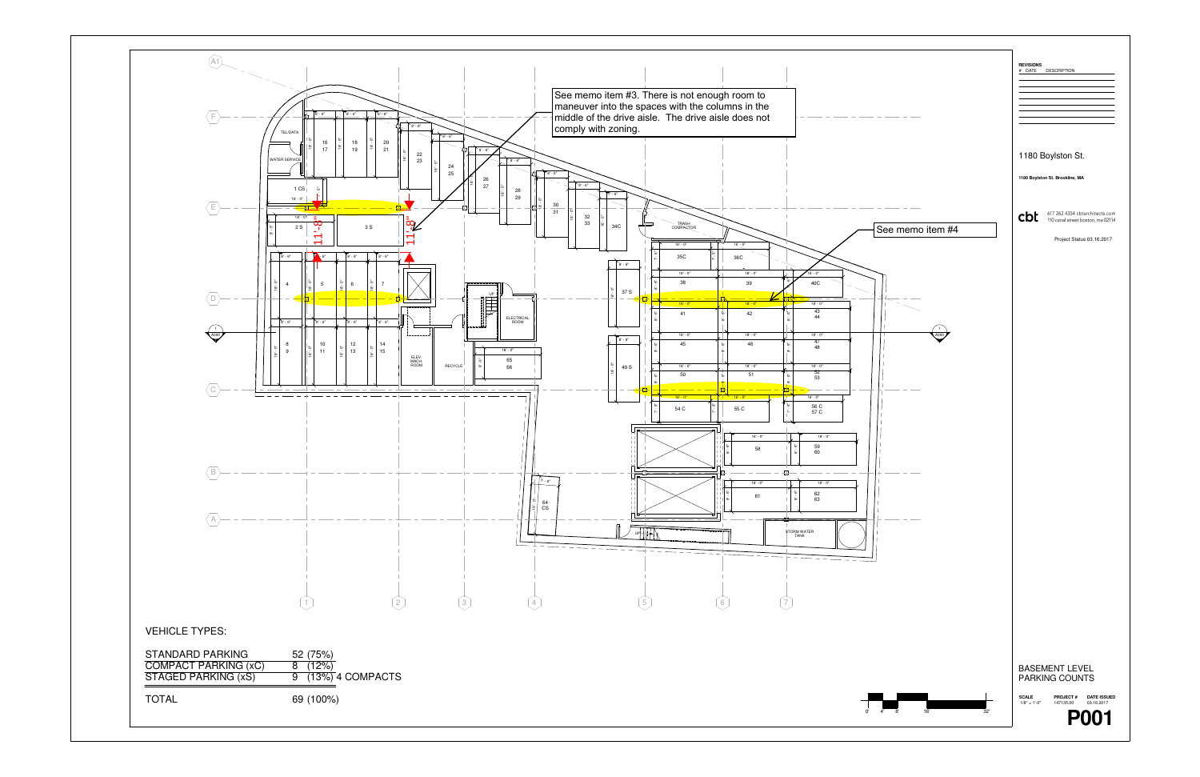See memo item #3. There is not enough room to maneuver into the spaces with the columns in the middle of the drive aisle. The drive aisle does not comply with zoning.

See memo item #4

11'-8"

11'-8"

VEHICLE TYPES:

| | |
|---|---|
| STANDARD PARKING | 52 (75%) |
| COMPACT PARKING (xC) | 8 (12%) |
| STAGED PARKING (xS) | 9 (13%) 4 COMPACTS |
| TOTAL | 69 (100%) |

**REVISIONS**

| # | DATE | DESCRIPTION |
|---|---|---|

1180 Boylston St.

**1180 Boylston St. Brookline, MA**

cbt 617 262 4354 cbtarchitects.com 110 canal street boston, ma 02114

Project Status 03.16.2017

BASEMENT LEVEL PARKING COUNTS

| SCALE | PROJECT # | DATE ISSUED |
|---|---|---|
| 1/8" = 1'-0" | 14713500 | 03.16.2017 |

**P001**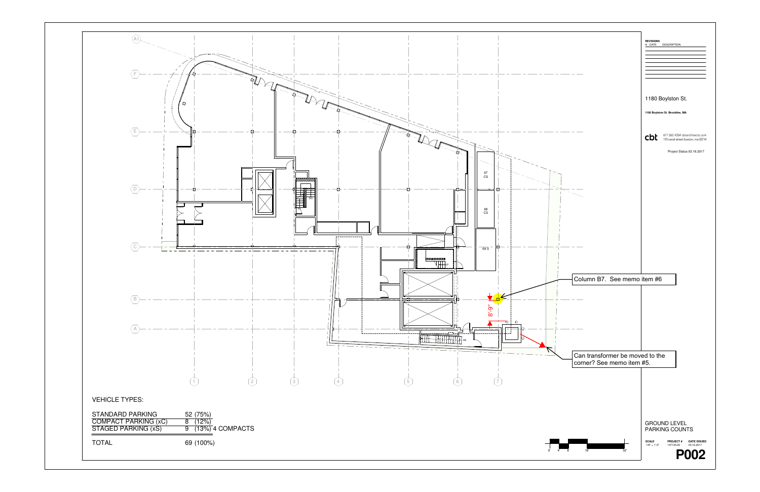Column B7. See memo item #6

8'-9"

Can transformer be moved to the corner? See memo item #5.

67 CS

68 CS

69 S

VEHICLE TYPES:

| | |
|---|---|
| STANDARD PARKING | 52 (75%) |
| COMPACT PARKING (xC) | 8 (12%) |
| STAGED PARKING (xS) | 9 (13%) 4 COMPACTS |
| TOTAL | 69 (100%) |

0' 4' 8' 16' 32'

REVISIONS

| # | DATE | DESCRIPTION |
|---|---|---|

1180 Boylston St.

1180 Boylston St. Brookline, MA

cbt 617 262 4354 cbtarchitects.com 110 canal street boston, ma 02114

Project Status 03.16.2017

GROUND LEVEL PARKING COUNTS

| SCALE | PROJECT # | DATE ISSUED |
|---|---|---|
| 1/8" = 1'-0" | 147135.00 | 03.16.2017 |

P002